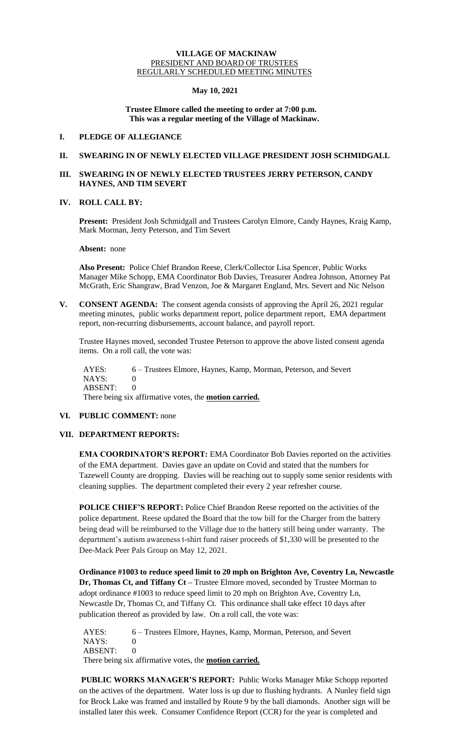# VILLAGE OF MACKINAW
## PRESIDENT AND BOARD OF TRUSTEES
## REGULARLY SCHEDULED MEETING MINUTES

**May 10, 2021**

**Trustee Elmore called the meeting to order at 7:00 p.m.**
**This was a regular meeting of the Village of Mackinaw.**

### I. PLEDGE OF ALLEGIANCE

### II. SWEARING IN OF NEWLY ELECTED VILLAGE PRESIDENT JOSH SCHMIDGALL

### III. SWEARING IN OF NEWLY ELECTED TRUSTEES JERRY PETERSON, CANDY HAYNES, AND TIM SEVERT

### IV. ROLL CALL BY:

**Present:** President Josh Schmidgall and Trustees Carolyn Elmore, Candy Haynes, Kraig Kamp, Mark Morman, Jerry Peterson, and Tim Severt

**Absent:** none

**Also Present:** Police Chief Brandon Reese, Clerk/Collector Lisa Spencer, Public Works Manager Mike Schopp, EMA Coordinator Bob Davies, Treasurer Andrea Johnson, Attorney Pat McGrath, Eric Shangraw, Brad Venzon, Joe & Margaret England, Mrs. Severt and Nic Nelson

### V. CONSENT AGENDA:

The consent agenda consists of approving the April 26, 2021 regular meeting minutes, public works department report, police department report, EMA department report, non-recurring disbursements, account balance, and payroll report.

Trustee Haynes moved, seconded Trustee Peterson to approve the above listed consent agenda items. On a roll call, the vote was:

AYES: 6 – Trustees Elmore, Haynes, Kamp, Morman, Peterson, and Severt
NAYS: 0
ABSENT: 0
There being six affirmative votes, the **motion carried.**

### VI. PUBLIC COMMENT: none

### VII. DEPARTMENT REPORTS:

**EMA COORDINATOR'S REPORT:** EMA Coordinator Bob Davies reported on the activities of the EMA department. Davies gave an update on Covid and stated that the numbers for Tazewell County are dropping. Davies will be reaching out to supply some senior residents with cleaning supplies. The department completed their every 2 year refresher course.

**POLICE CHIEF'S REPORT:** Police Chief Brandon Reese reported on the activities of the police department. Reese updated the Board that the tow bill for the Charger from the battery being dead will be reimbursed to the Village due to the battery still being under warranty. The department's autism awareness t-shirt fund raiser proceeds of $1,330 will be presented to the Dee-Mack Peer Pals Group on May 12, 2021.

**Ordinance #1003 to reduce speed limit to 20 mph on Brighton Ave, Coventry Ln, Newcastle Dr, Thomas Ct, and Tiffany Ct –** Trustee Elmore moved, seconded by Trustee Morman to adopt ordinance #1003 to reduce speed limit to 20 mph on Brighton Ave, Coventry Ln, Newcastle Dr, Thomas Ct, and Tiffany Ct. This ordinance shall take effect 10 days after publication thereof as provided by law. On a roll call, the vote was:

AYES: 6 – Trustees Elmore, Haynes, Kamp, Morman, Peterson, and Severt
NAYS: 0
ABSENT: 0
There being six affirmative votes, the **motion carried.**

**PUBLIC WORKS MANAGER'S REPORT:** Public Works Manager Mike Schopp reported on the actives of the department. Water loss is up due to flushing hydrants. A Nunley field sign for Brock Lake was framed and installed by Route 9 by the ball diamonds. Another sign will be installed later this week. Consumer Confidence Report (CCR) for the year is completed and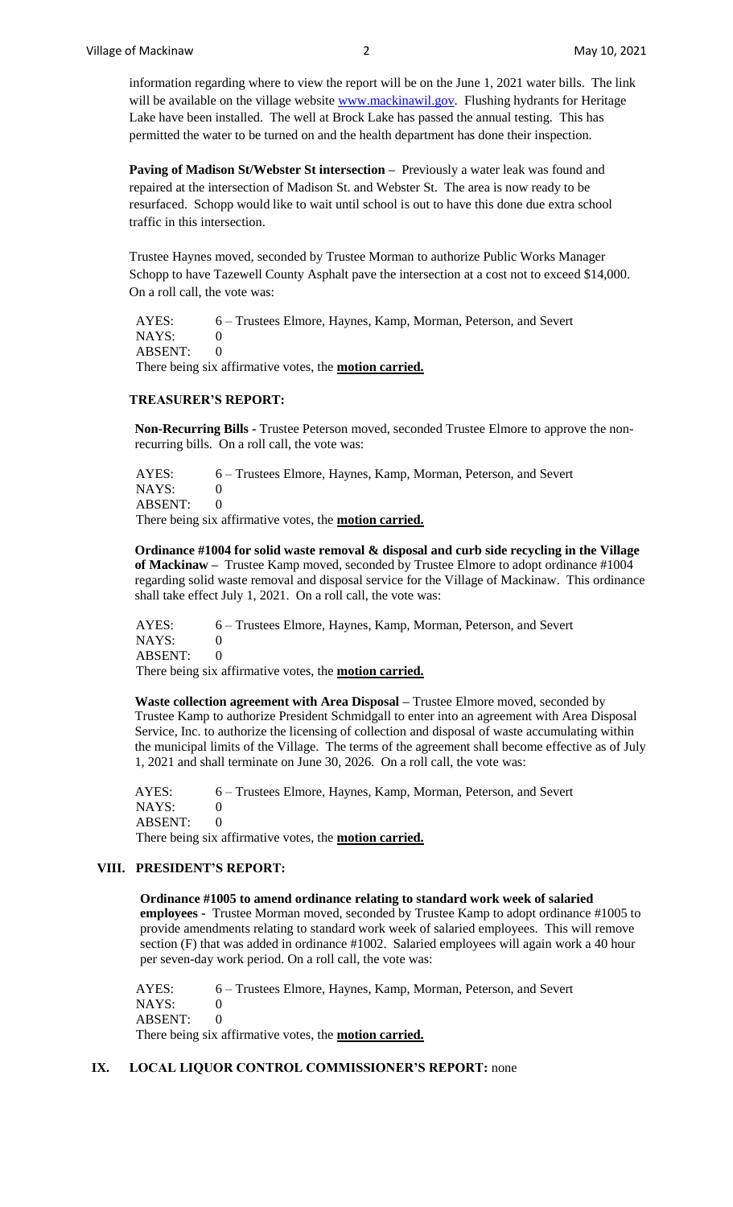information regarding where to view the report will be on the June 1, 2021 water bills. The link will be available on the village website www.mackinawil.gov. Flushing hydrants for Heritage Lake have been installed. The well at Brock Lake has passed the annual testing. This has permitted the water to be turned on and the health department has done their inspection.

**Paving of Madison St/Webster St intersection –** Previously a water leak was found and repaired at the intersection of Madison St. and Webster St. The area is now ready to be resurfaced. Schopp would like to wait until school is out to have this done due extra school traffic in this intersection.

Trustee Haynes moved, seconded by Trustee Morman to authorize Public Works Manager Schopp to have Tazewell County Asphalt pave the intersection at a cost not to exceed $14,000. On a roll call, the vote was:

AYES: 6 – Trustees Elmore, Haynes, Kamp, Morman, Peterson, and Severt
NAYS: 0
ABSENT: 0
There being six affirmative votes, the **motion carried.**

### TREASURER'S REPORT:

**Non-Recurring Bills -** Trustee Peterson moved, seconded Trustee Elmore to approve the non-recurring bills. On a roll call, the vote was:

AYES: 6 – Trustees Elmore, Haynes, Kamp, Morman, Peterson, and Severt
NAYS: 0
ABSENT: 0
There being six affirmative votes, the **motion carried.**

**Ordinance #1004 for solid waste removal & disposal and curb side recycling in the Village of Mackinaw –** Trustee Kamp moved, seconded by Trustee Elmore to adopt ordinance #1004 regarding solid waste removal and disposal service for the Village of Mackinaw. This ordinance shall take effect July 1, 2021. On a roll call, the vote was:

AYES: 6 – Trustees Elmore, Haynes, Kamp, Morman, Peterson, and Severt
NAYS: 0
ABSENT: 0
There being six affirmative votes, the **motion carried.**

**Waste collection agreement with Area Disposal –** Trustee Elmore moved, seconded by Trustee Kamp to authorize President Schmidgall to enter into an agreement with Area Disposal Service, Inc. to authorize the licensing of collection and disposal of waste accumulating within the municipal limits of the Village. The terms of the agreement shall become effective as of July 1, 2021 and shall terminate on June 30, 2026. On a roll call, the vote was:

AYES: 6 – Trustees Elmore, Haynes, Kamp, Morman, Peterson, and Severt
NAYS: 0
ABSENT: 0
There being six affirmative votes, the **motion carried.**

## VIII. PRESIDENT'S REPORT:

**Ordinance #1005 to amend ordinance relating to standard work week of salaried employees -** Trustee Morman moved, seconded by Trustee Kamp to adopt ordinance #1005 to provide amendments relating to standard work week of salaried employees. This will remove section (F) that was added in ordinance #1002. Salaried employees will again work a 40 hour per seven-day work period. On a roll call, the vote was:

AYES: 6 – Trustees Elmore, Haynes, Kamp, Morman, Peterson, and Severt
NAYS: 0
ABSENT: 0
There being six affirmative votes, the **motion carried.**

## IX. LOCAL LIQUOR CONTROL COMMISSIONER'S REPORT: none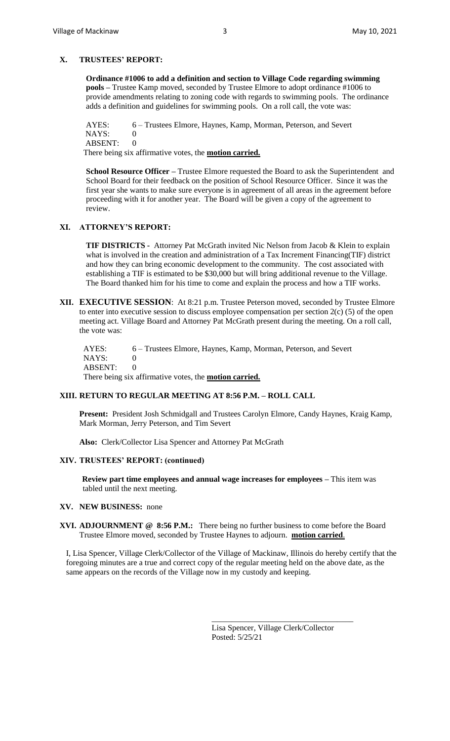## X. TRUSTEES' REPORT:

**Ordinance #1006 to add a definition and section to Village Code regarding swimming pools –** Trustee Kamp moved, seconded by Trustee Elmore to adopt ordinance #1006 to provide amendments relating to zoning code with regards to swimming pools. The ordinance adds a definition and guidelines for swimming pools. On a roll call, the vote was:

AYES: 6 – Trustees Elmore, Haynes, Kamp, Morman, Peterson, and Severt
NAYS: 0
ABSENT: 0
There being six affirmative votes, the **motion carried.**

**School Resource Officer –** Trustee Elmore requested the Board to ask the Superintendent and School Board for their feedback on the position of School Resource Officer. Since it was the first year she wants to make sure everyone is in agreement of all areas in the agreement before proceeding with it for another year. The Board will be given a copy of the agreement to review.

## XI. ATTORNEY'S REPORT:

**TIF DISTRICTS -** Attorney Pat McGrath invited Nic Nelson from Jacob & Klein to explain what is involved in the creation and administration of a Tax Increment Financing(TIF) district and how they can bring economic development to the community. The cost associated with establishing a TIF is estimated to be $30,000 but will bring additional revenue to the Village. The Board thanked him for his time to come and explain the process and how a TIF works.

## XII. EXECUTIVE SESSION:

At 8:21 p.m. Trustee Peterson moved, seconded by Trustee Elmore to enter into executive session to discuss employee compensation per section 2(c) (5) of the open meeting act. Village Board and Attorney Pat McGrath present during the meeting. On a roll call, the vote was:

AYES: 6 – Trustees Elmore, Haynes, Kamp, Morman, Peterson, and Severt
NAYS: 0
ABSENT: 0
There being six affirmative votes, the **motion carried.**

## XIII. RETURN TO REGULAR MEETING AT 8:56 P.M. – ROLL CALL

**Present:** President Josh Schmidgall and Trustees Carolyn Elmore, Candy Haynes, Kraig Kamp, Mark Morman, Jerry Peterson, and Tim Severt

**Also:** Clerk/Collector Lisa Spencer and Attorney Pat McGrath

## XIV. TRUSTEES' REPORT: (continued)

**Review part time employees and annual wage increases for employees –** This item was tabled until the next meeting.

## XV. NEW BUSINESS: none

## XVI. ADJOURNMENT @ 8:56 P.M.:

There being no further business to come before the Board Trustee Elmore moved, seconded by Trustee Haynes to adjourn. **motion carried**.

I, Lisa Spencer, Village Clerk/Collector of the Village of Mackinaw, Illinois do hereby certify that the foregoing minutes are a true and correct copy of the regular meeting held on the above date, as the same appears on the records of the Village now in my custody and keeping.

\_\_\_\_\_\_\_\_\_\_\_\_\_\_\_\_\_\_\_\_\_\_\_\_\_\_\_\_\_\_\_\_\_\_\_

Lisa Spencer, Village Clerk/Collector
Posted: 5/25/21